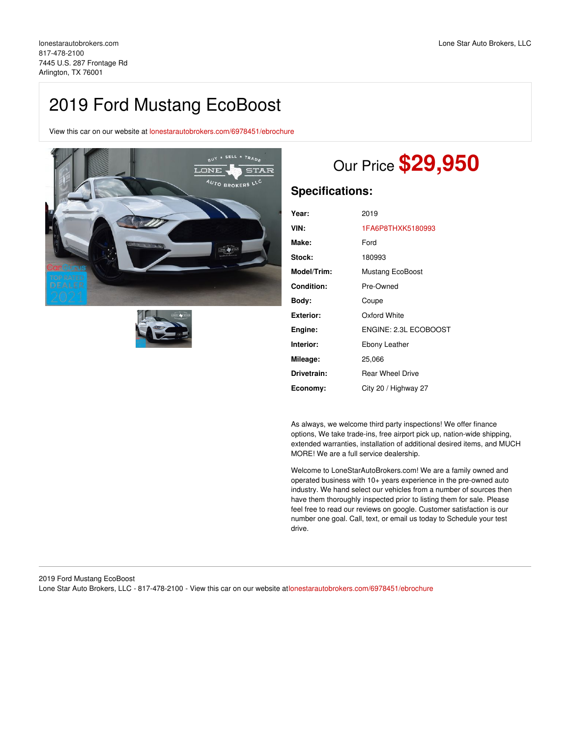lonestarautobrokers.com
817-478-2100
7445 U.S. 287 Frontage Rd
Arlington, TX 76001

Lone Star Auto Brokers, LLC

# 2019 Ford Mustang EcoBoost

View this car on our website at lonestarautobrokers.com/6978451/ebrochure

## Our Price **$29,950**

## Specifications:

| | |
|---|---|
| **Year:** | 2019 |
| **VIN:** | 1FA6P8THXK5180993 |
| **Make:** | Ford |
| **Stock:** | 180993 |
| **Model/Trim:** | Mustang EcoBoost |
| **Condition:** | Pre-Owned |
| **Body:** | Coupe |
| **Exterior:** | Oxford White |
| **Engine:** | ENGINE: 2.3L ECOBOOST |
| **Interior:** | Ebony Leather |
| **Mileage:** | 25,066 |
| **Drivetrain:** | Rear Wheel Drive |
| **Economy:** | City 20 / Highway 27 |

As always, we welcome third party inspections! We offer finance options, We take trade-ins, free airport pick up, nation-wide shipping, extended warranties, installation of additional desired items, and MUCH MORE! We are a full service dealership.

Welcome to LoneStarAutoBrokers.com! We are a family owned and operated business with 10+ years experience in the pre-owned auto industry. We hand select our vehicles from a number of sources then have them thoroughly inspected prior to listing them for sale. Please feel free to read our reviews on google. Customer satisfaction is our number one goal. Call, text, or email us today to Schedule your test drive.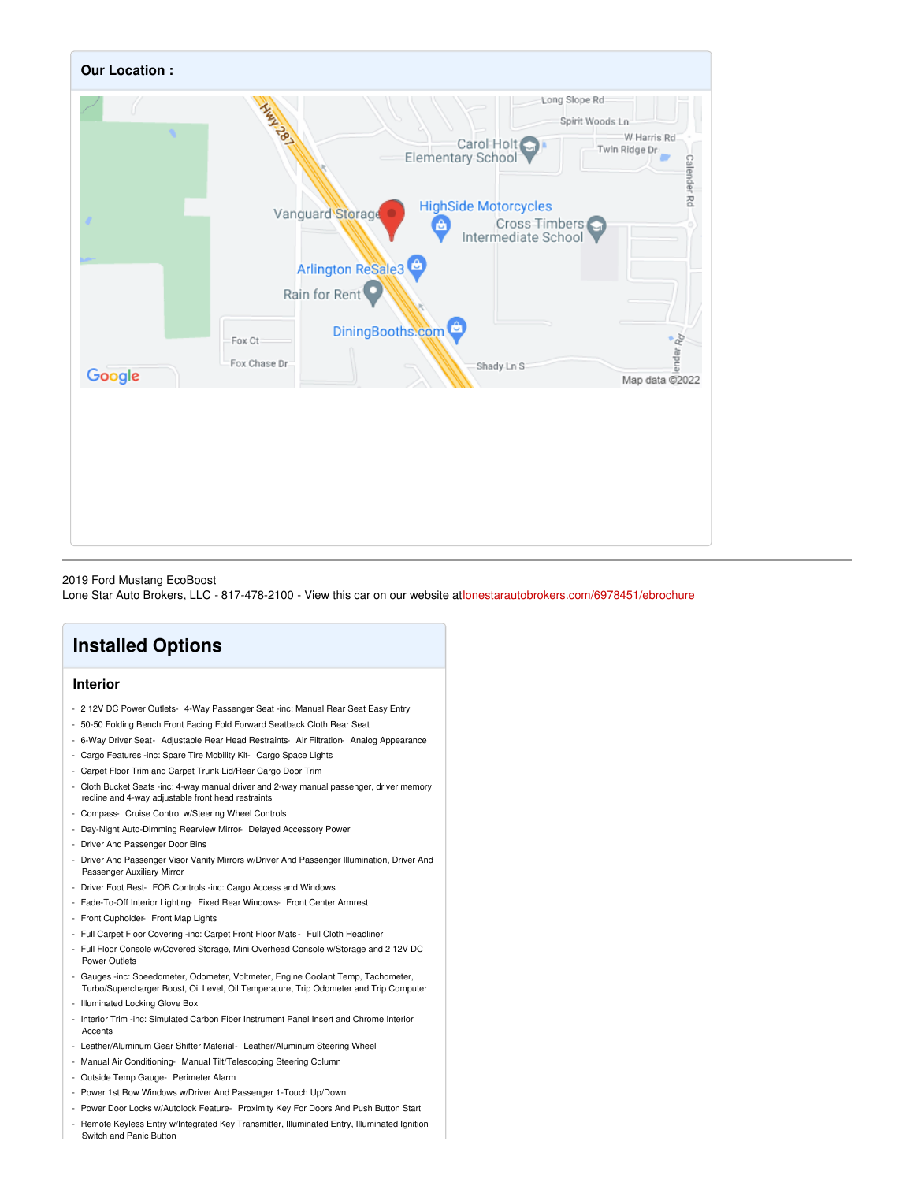## Our Location :

2019 Ford Mustang EcoBoost
Lone Star Auto Brokers, LLC - 817-478-2100 - View this car on our website at lonestarautobrokers.com/6978451/ebrochure

# Installed Options

## Interior

- 2 12V DC Power Outlets- 4-Way Passenger Seat -inc: Manual Rear Seat Easy Entry
- 50-50 Folding Bench Front Facing Fold Forward Seatback Cloth Rear Seat
- 6-Way Driver Seat- Adjustable Rear Head Restraints- Air Filtration- Analog Appearance
- Cargo Features -inc: Spare Tire Mobility Kit- Cargo Space Lights
- Carpet Floor Trim and Carpet Trunk Lid/Rear Cargo Door Trim
- Cloth Bucket Seats -inc: 4-way manual driver and 2-way manual passenger, driver memory recline and 4-way adjustable front head restraints
- Compass- Cruise Control w/Steering Wheel Controls
- Day-Night Auto-Dimming Rearview Mirror- Delayed Accessory Power
- Driver And Passenger Door Bins
- Driver And Passenger Visor Vanity Mirrors w/Driver And Passenger Illumination, Driver And Passenger Auxiliary Mirror
- Driver Foot Rest- FOB Controls -inc: Cargo Access and Windows
- Fade-To-Off Interior Lighting- Fixed Rear Windows- Front Center Armrest
- Front Cupholder- Front Map Lights
- Full Carpet Floor Covering -inc: Carpet Front Floor Mats - Full Cloth Headliner
- Full Floor Console w/Covered Storage, Mini Overhead Console w/Storage and 2 12V DC Power Outlets
- Gauges -inc: Speedometer, Odometer, Voltmeter, Engine Coolant Temp, Tachometer, Turbo/Supercharger Boost, Oil Level, Oil Temperature, Trip Odometer and Trip Computer
- Illuminated Locking Glove Box
- Interior Trim -inc: Simulated Carbon Fiber Instrument Panel Insert and Chrome Interior Accents
- Leather/Aluminum Gear Shifter Material- Leather/Aluminum Steering Wheel
- Manual Air Conditioning- Manual Tilt/Telescoping Steering Column
- Outside Temp Gauge- Perimeter Alarm
- Power 1st Row Windows w/Driver And Passenger 1-Touch Up/Down
- Power Door Locks w/Autolock Feature- Proximity Key For Doors And Push Button Start
- Remote Keyless Entry w/Integrated Key Transmitter, Illuminated Entry, Illuminated Ignition Switch and Panic Button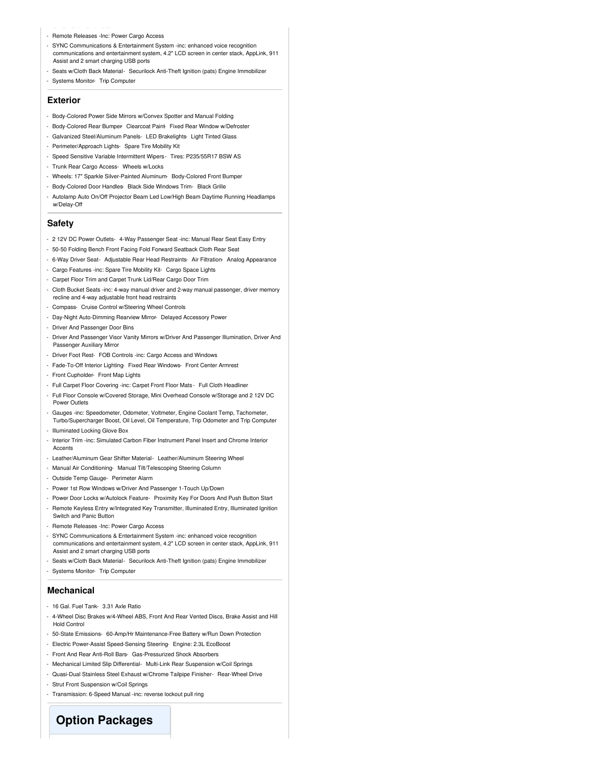- Remote Releases -Inc: Power Cargo Access
- SYNC Communications & Entertainment System -inc: enhanced voice recognition communications and entertainment system, 4.2" LCD screen in center stack, AppLink, 911 Assist and 2 smart charging USB ports
- Seats w/Cloth Back Material - Securilock Anti-Theft Ignition (pats) Engine Immobilizer
- Systems Monitor - Trip Computer

## Exterior

- Body-Colored Power Side Mirrors w/Convex Spotter and Manual Folding
- Body-Colored Rear Bumper - Clearcoat Paint - Fixed Rear Window w/Defroster
- Galvanized Steel/Aluminum Panels - LED Brakelights - Light Tinted Glass
- Perimeter/Approach Lights - Spare Tire Mobility Kit
- Speed Sensitive Variable Intermittent Wipers - Tires: P235/55R17 BSW AS
- Trunk Rear Cargo Access - Wheels w/Locks
- Wheels: 17" Sparkle Silver-Painted Aluminum - Body-Colored Front Bumper
- Body-Colored Door Handles - Black Side Windows Trim - Black Grille
- Autolamp Auto On/Off Projector Beam Led Low/High Beam Daytime Running Headlamps w/Delay-Off

## Safety

- 2 12V DC Power Outlets - 4-Way Passenger Seat -inc: Manual Rear Seat Easy Entry
- 50-50 Folding Bench Front Facing Fold Forward Seatback Cloth Rear Seat
- 6-Way Driver Seat - Adjustable Rear Head Restraints - Air Filtration - Analog Appearance
- Cargo Features -inc: Spare Tire Mobility Kit - Cargo Space Lights
- Carpet Floor Trim and Carpet Trunk Lid/Rear Cargo Door Trim
- Cloth Bucket Seats -inc: 4-way manual driver and 2-way manual passenger, driver memory recline and 4-way adjustable front head restraints
- Compass - Cruise Control w/Steering Wheel Controls
- Day-Night Auto-Dimming Rearview Mirror - Delayed Accessory Power
- Driver And Passenger Door Bins
- Driver And Passenger Visor Vanity Mirrors w/Driver And Passenger Illumination, Driver And Passenger Auxiliary Mirror
- Driver Foot Rest - FOB Controls -inc: Cargo Access and Windows
- Fade-To-Off Interior Lighting - Fixed Rear Windows - Front Center Armrest
- Front Cupholder - Front Map Lights
- Full Carpet Floor Covering -inc: Carpet Front Floor Mats - Full Cloth Headliner
- Full Floor Console w/Covered Storage, Mini Overhead Console w/Storage and 2 12V DC Power Outlets
- Gauges -inc: Speedometer, Odometer, Voltmeter, Engine Coolant Temp, Tachometer, Turbo/Supercharger Boost, Oil Level, Oil Temperature, Trip Odometer and Trip Computer
- Illuminated Locking Glove Box
- Interior Trim -inc: Simulated Carbon Fiber Instrument Panel Insert and Chrome Interior Accents
- Leather/Aluminum Gear Shifter Material - Leather/Aluminum Steering Wheel
- Manual Air Conditioning - Manual Tilt/Telescoping Steering Column
- Outside Temp Gauge - Perimeter Alarm
- Power 1st Row Windows w/Driver And Passenger 1-Touch Up/Down
- Power Door Locks w/Autolock Feature - Proximity Key For Doors And Push Button Start
- Remote Keyless Entry w/Integrated Key Transmitter, Illuminated Entry, Illuminated Ignition Switch and Panic Button
- Remote Releases -Inc: Power Cargo Access
- SYNC Communications & Entertainment System -inc: enhanced voice recognition communications and entertainment system, 4.2" LCD screen in center stack, AppLink, 911 Assist and 2 smart charging USB ports
- Seats w/Cloth Back Material - Securilock Anti-Theft Ignition (pats) Engine Immobilizer
- Systems Monitor - Trip Computer

## Mechanical

- 16 Gal. Fuel Tank - 3.31 Axle Ratio
- 4-Wheel Disc Brakes w/4-Wheel ABS, Front And Rear Vented Discs, Brake Assist and Hill Hold Control
- 50-State Emissions - 60-Amp/Hr Maintenance-Free Battery w/Run Down Protection
- Electric Power-Assist Speed-Sensing Steering - Engine: 2.3L EcoBoost
- Front And Rear Anti-Roll Bars - Gas-Pressurized Shock Absorbers
- Mechanical Limited Slip Differential - Multi-Link Rear Suspension w/Coil Springs
- Quasi-Dual Stainless Steel Exhaust w/Chrome Tailpipe Finisher - Rear-Wheel Drive
- Strut Front Suspension w/Coil Springs
- Transmission: 6-Speed Manual -inc: reverse lockout pull ring

# Option Packages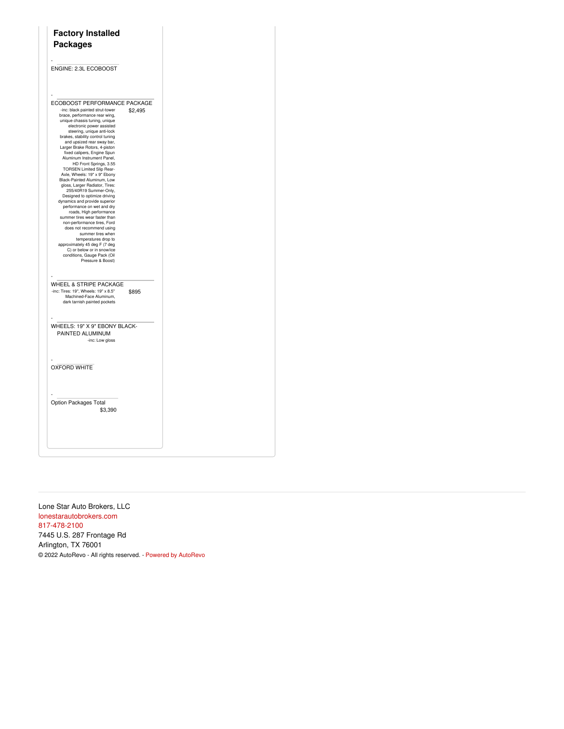## Factory Installed Packages

-

ENGINE: 2.3L ECOBOOST

-

ECOBOOST PERFORMANCE PACKAGE

-inc: black painted strut-tower brace, performance rear wing, unique chassis tuning, unique electronic power assisted steering, unique anti-lock brakes, stability control tuning and upsized rear sway bar, Larger Brake Rotors, 4-piston fixed calipers, Engine Spun Aluminum Instrument Panel, HD Front Springs, 3.55 TORSEN Limited Slip Rear-Axle, Wheels: 19" x 9" Ebony Black-Painted Aluminum, Low gloss, Larger Radiator, Tires: 255/40R19 Summer-Only, Designed to optimize driving dynamics and provide superior performance on wet and dry roads, High performance summer tires wear faster than non-performance tires, Ford does not recommend using summer tires when temperatures drop to approximately 45 deg F (7 deg C) or below or in snow/ice conditions, Gauge Pack (Oil Pressure & Boost)

$2,495

-

WHEEL & STRIPE PACKAGE

-inc: Tires: 19", Wheels: 19" x 8.5" Machined-Face Aluminum, dark tarnish painted pockets

$895

-

WHEELS: 19" X 9" EBONY BLACK-PAINTED ALUMINUM

-inc: Low gloss

-

OXFORD WHITE

-

Option Packages Total

$3,390

Lone Star Auto Brokers, LLC
lonestarautobrokers.com
817-478-2100
7445 U.S. 287 Frontage Rd
Arlington, TX 76001
© 2022 AutoRevo - All rights reserved. - Powered by AutoRevo